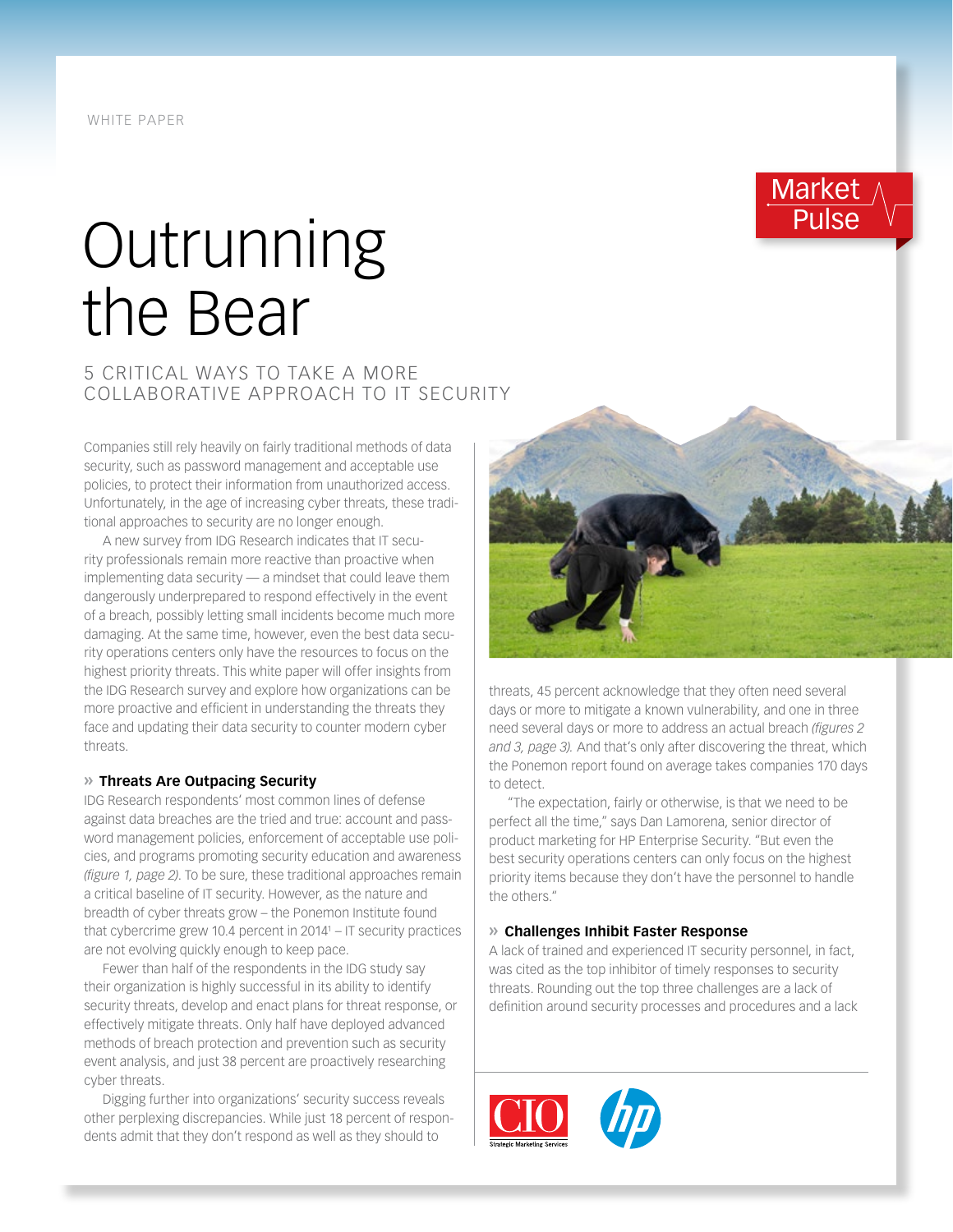WHITE PAPER

Market Pulse

# Outrunning the Bear

## 5 CRITICAL WAYS TO TAKE A MORE COLLABORATIVE APPROACH TO IT SECURITY

Companies still rely heavily on fairly traditional methods of data security, such as password management and acceptable use policies, to protect their information from unauthorized access. Unfortunately, in the age of increasing cyber threats, these traditional approaches to security are no longer enough.

A new survey from IDG Research indicates that IT security professionals remain more reactive than proactive when implementing data security — a mindset that could leave them dangerously underprepared to respond effectively in the event of a breach, possibly letting small incidents become much more damaging. At the same time, however, even the best data security operations centers only have the resources to focus on the highest priority threats. This white paper will offer insights from the IDG Research survey and explore how organizations can be more proactive and efficient in understanding the threats they face and updating their data security to counter modern cyber threats.

### » Threats Are Outpacing Security

IDG Research respondents' most common lines of defense against data breaches are the tried and true: account and password management policies, enforcement of acceptable use policies, and programs promoting security education and awareness *(figure 1, page 2)*. To be sure, these traditional approaches remain a critical baseline of IT security. However, as the nature and breadth of cyber threats grow – the Ponemon Institute found that cybercrime grew 10.4 percent in 2014[1] – IT security practices are not evolving quickly enough to keep pace.

Fewer than half of the respondents in the IDG study say their organization is highly successful in its ability to identify security threats, develop and enact plans for threat response, or effectively mitigate threats. Only half have deployed advanced methods of breach protection and prevention such as security event analysis, and just 38 percent are proactively researching cyber threats.

Digging further into organizations' security success reveals other perplexing discrepancies. While just 18 percent of respondents admit that they don't respond as well as they should to threats, 45 percent acknowledge that they often need several days or more to mitigate a known vulnerability, and one in three need several days or more to address an actual breach *(figures 2 and 3, page 3).* And that's only after discovering the threat, which the Ponemon report found on average takes companies 170 days to detect.

"The expectation, fairly or otherwise, is that we need to be perfect all the time," says Dan Lamorena, senior director of product marketing for HP Enterprise Security. "But even the best security operations centers can only focus on the highest priority items because they don't have the personnel to handle the others."

### » Challenges Inhibit Faster Response

A lack of trained and experienced IT security personnel, in fact, was cited as the top inhibitor of timely responses to security threats. Rounding out the top three challenges are a lack of definition around security processes and procedures and a lack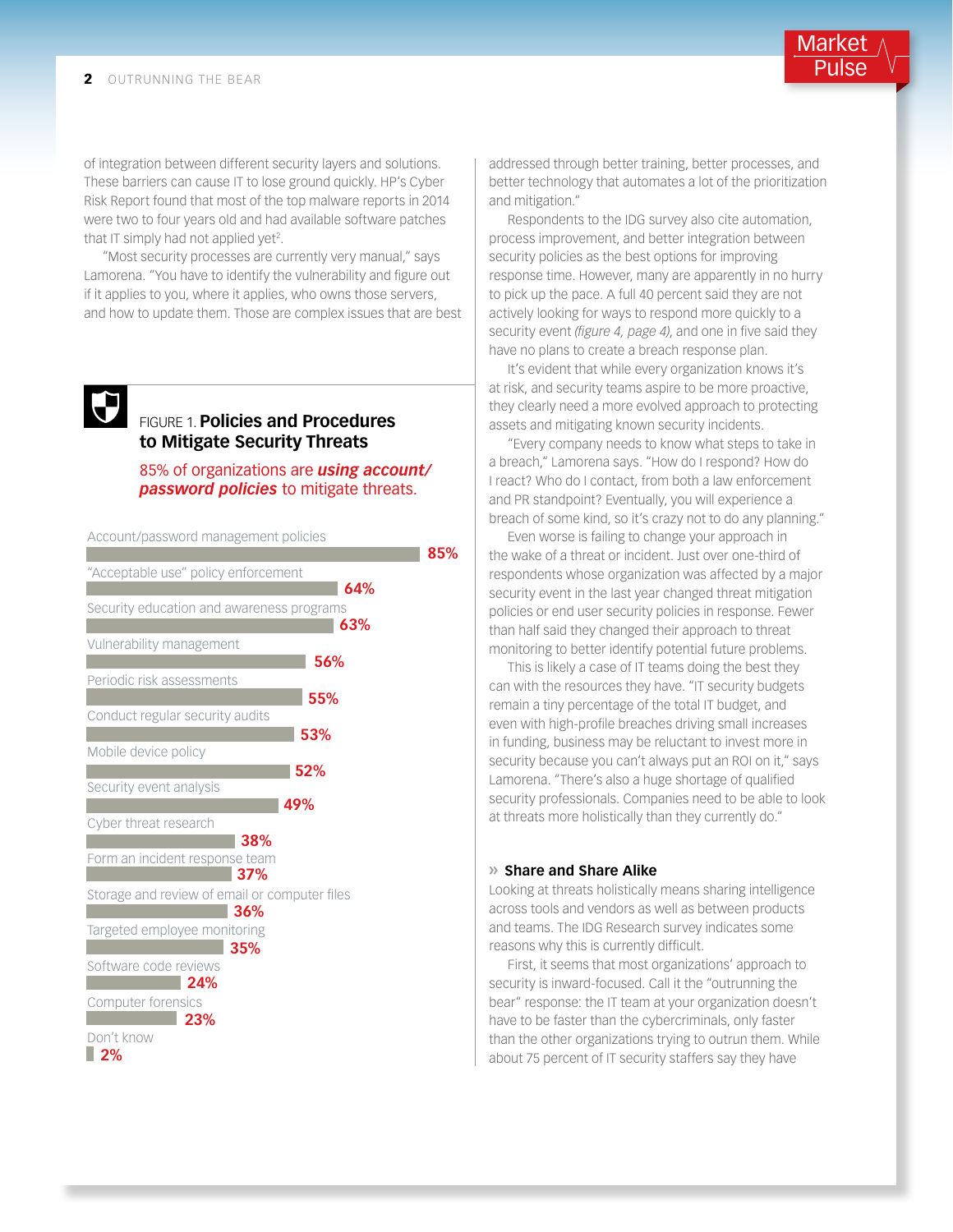of integration between different security layers and solutions. These barriers can cause IT to lose ground quickly. HP's Cyber Risk Report found that most of the top malware reports in 2014 were two to four years old and had available software patches that IT simply had not applied yet[2].

"Most security processes are currently very manual," says Lamorena. "You have to identify the vulnerability and figure out if it applies to you, where it applies, who owns those servers, and how to update them. Those are complex issues that are best addressed through better training, better processes, and better technology that automates a lot of the prioritization and mitigation."

Respondents to the IDG survey also cite automation, process improvement, and better integration between security policies as the best options for improving response time. However, many are apparently in no hurry to pick up the pace. A full 40 percent said they are not actively looking for ways to respond more quickly to a security event *(figure 4, page 4)*, and one in five said they have no plans to create a breach response plan.

It's evident that while every organization knows it's at risk, and security teams aspire to be more proactive, they clearly need a more evolved approach to protecting assets and mitigating known security incidents.

"Every company needs to know what steps to take in a breach," Lamorena says. "How do I respond? How do I react? Who do I contact, from both a law enforcement and PR standpoint? Eventually, you will experience a breach of some kind, so it's crazy not to do any planning."

Even worse is failing to change your approach in the wake of a threat or incident. Just over one-third of respondents whose organization was affected by a major security event in the last year changed threat mitigation policies or end user security policies in response. Fewer than half said they changed their approach to threat monitoring to better identify potential future problems.

This is likely a case of IT teams doing the best they can with the resources they have. "IT security budgets remain a tiny percentage of the total IT budget, and even with high-profile breaches driving small increases in funding, business may be reluctant to invest more in security because you can't always put an ROI on it," says Lamorena. "There's also a huge shortage of qualified security professionals. Companies need to be able to look at threats more holistically than they currently do."

### FIGURE 1. Policies and Procedures to Mitigate Security Threats

85% of organizations are ***using account/ password policies*** to mitigate threats.

| Policy/Procedure | % |
|---|---|
| Account/password management policies | 85% |
| "Acceptable use" policy enforcement | 64% |
| Security education and awareness programs | 63% |
| Vulnerability management | 56% |
| Periodic risk assessments | 55% |
| Conduct regular security audits | 53% |
| Mobile device policy | 52% |
| Security event analysis | 49% |
| Cyber threat research | 38% |
| Form an incident response team | 37% |
| Storage and review of email or computer files | 36% |
| Targeted employee monitoring | 35% |
| Software code reviews | 24% |
| Computer forensics | 23% |
| Don't know | 2% |

## » Share and Share Alike

Looking at threats holistically means sharing intelligence across tools and vendors as well as between products and teams. The IDG Research survey indicates some reasons why this is currently difficult.

First, it seems that most organizations' approach to security is inward-focused. Call it the "outrunning the bear" response: the IT team at your organization doesn't have to be faster than the cybercriminals, only faster than the other organizations trying to outrun them. While about 75 percent of IT security staffers say they have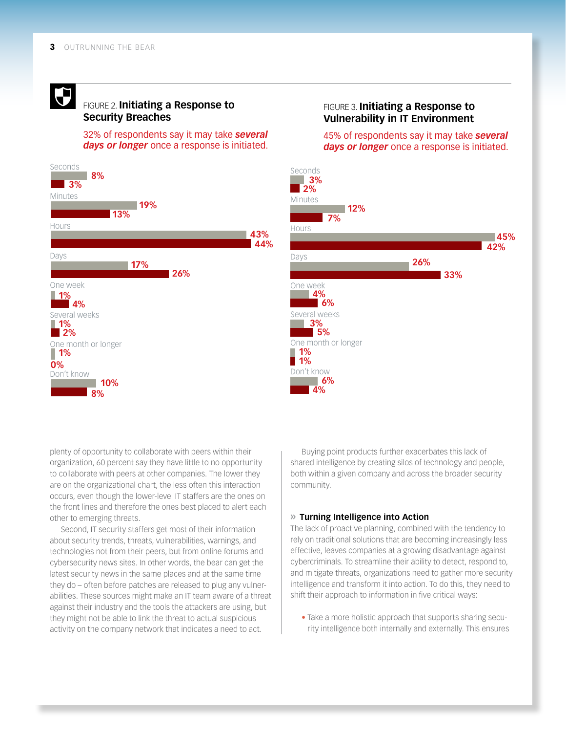### FIGURE 2. **Initiating a Response to Security Breaches**

32% of respondents say it may take ***several days or longer*** once a response is initiated.

| | | |
|---|---|---|
| Seconds | 8% | 3% |
| Minutes | 19% | 13% |
| Hours | 43% | 44% |
| Days | 17% | 26% |
| One week | 1% | 4% |
| Several weeks | 1% | 2% |
| One month or longer | 1% | 0% |
| Don't know | 10% | 8% |

### FIGURE 3. **Initiating a Response to Vulnerability in IT Environment**

45% of respondents say it may take ***several days or longer*** once a response is initiated.

| | | |
|---|---|---|
| Seconds | 3% | 2% |
| Minutes | 12% | 7% |
| Hours | 45% | 42% |
| Days | 26% | 33% |
| One week | 4% | 6% |
| Several weeks | 3% | 5% |
| One month or longer | 1% | 1% |
| Don't know | 6% | 4% |

plenty of opportunity to collaborate with peers within their organization, 60 percent say they have little to no opportunity to collaborate with peers at other companies. The lower they are on the organizational chart, the less often this interaction occurs, even though the lower-level IT staffers are the ones on the front lines and therefore the ones best placed to alert each other to emerging threats.

Second, IT security staffers get most of their information about security trends, threats, vulnerabilities, warnings, and technologies not from their peers, but from online forums and cybersecurity news sites. In other words, the bear can get the latest security news in the same places and at the same time they do – often before patches are released to plug any vulnerabilities. These sources might make an IT team aware of a threat against their industry and the tools the attackers are using, but they might not be able to link the threat to actual suspicious activity on the company network that indicates a need to act.

Buying point products further exacerbates this lack of shared intelligence by creating silos of technology and people, both within a given company and across the broader security community.

## » Turning Intelligence into Action

The lack of proactive planning, combined with the tendency to rely on traditional solutions that are becoming increasingly less effective, leaves companies at a growing disadvantage against cybercriminals. To streamline their ability to detect, respond to, and mitigate threats, organizations need to gather more security intelligence and transform it into action. To do this, they need to shift their approach to information in five critical ways:

- Take a more holistic approach that supports sharing security intelligence both internally and externally. This ensures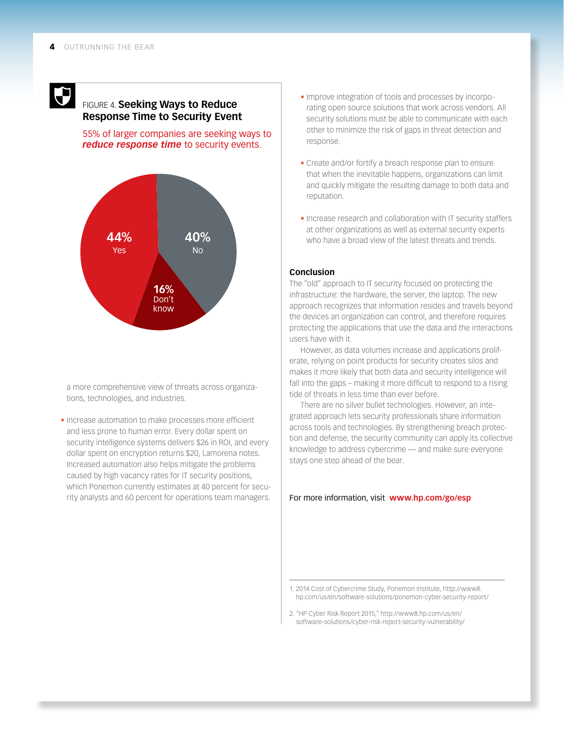FIGURE 4. **Seeking Ways to Reduce Response Time to Security Event**

55% of larger companies are seeking ways to ***reduce response time*** to security events.

44%
Yes

40%
No

16%
Don't know

a more comprehensive view of threats across organizations, technologies, and industries.

- Increase automation to make processes more efficient and less prone to human error. Every dollar spent on security intelligence systems delivers $26 in ROI, and every dollar spent on encryption returns $20, Lamorena notes. Increased automation also helps mitigate the problems caused by high vacancy rates for IT security positions, which Ponemon currently estimates at 40 percent for security analysts and 60 percent for operations team managers.

- Improve integration of tools and processes by incorporating open source solutions that work across vendors. All security solutions must be able to communicate with each other to minimize the risk of gaps in threat detection and response.

- Create and/or fortify a breach response plan to ensure that when the inevitable happens, organizations can limit and quickly mitigate the resulting damage to both data and reputation.

- Increase research and collaboration with IT security staffers at other organizations as well as external security experts who have a broad view of the latest threats and trends.

## Conclusion

The "old" approach to IT security focused on protecting the infrastructure: the hardware, the server, the laptop. The new approach recognizes that information resides and travels beyond the devices an organization can control, and therefore requires protecting the applications that use the data and the interactions users have with it.

However, as data volumes increase and applications proliferate, relying on point products for security creates silos and makes it more likely that both data and security intelligence will fall into the gaps – making it more difficult to respond to a rising tide of threats in less time than ever before.

There are no silver bullet technologies. However, an integrated approach lets security professionals share information across tools and technologies. By strengthening breach protection and defense, the security community can apply its collective knowledge to address cybercrime — and make sure everyone stays one step ahead of the bear.

For more information, visit **www.hp.com/go/esp**

1. 2014 Cost of Cybercrime Study, Ponemon Institute, http://www8.hp.com/us/en/software-solutions/ponemon-cyber-security-report/

2. "HP Cyber Risk Report 2015," http://www8.hp.com/us/en/software-solutions/cyber-risk-report-security-vulnerability/